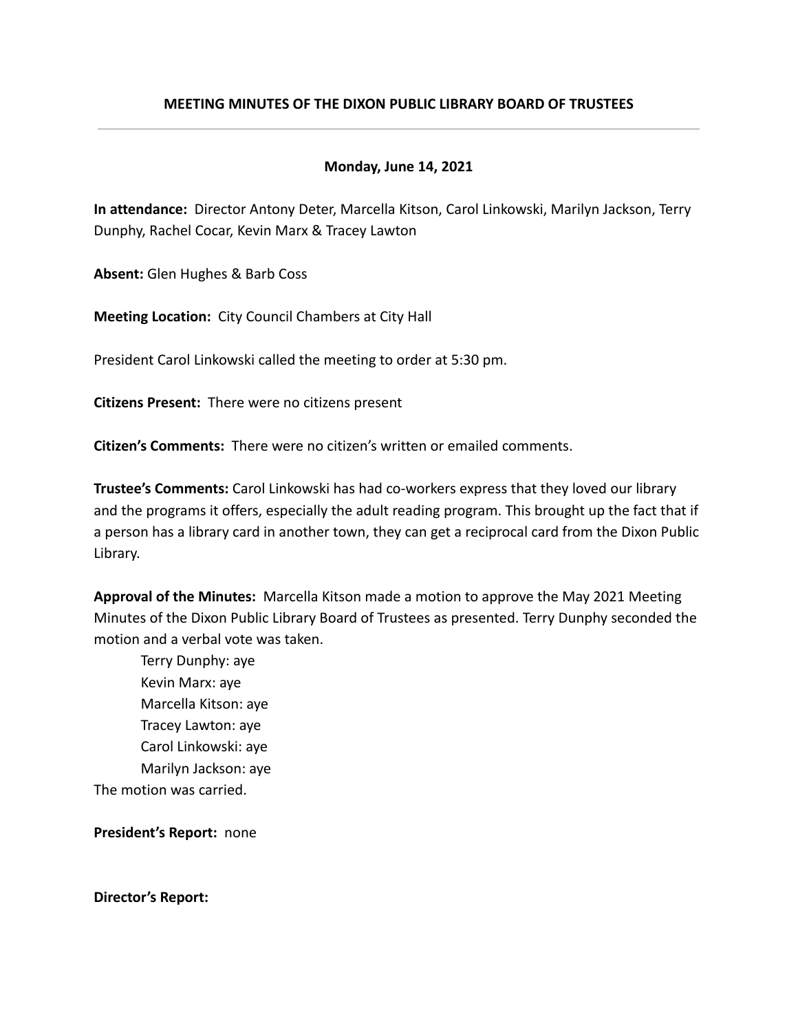# MEETING MINUTES OF THE DIXON PUBLIC LIBRARY BOARD OF TRUSTEES

---

**Monday, June 14, 2021**

**In attendance:** Director Antony Deter, Marcella Kitson, Carol Linkowski, Marilyn Jackson, Terry Dunphy, Rachel Cocar, Kevin Marx & Tracey Lawton

**Absent:** Glen Hughes & Barb Coss

**Meeting Location:** City Council Chambers at City Hall

President Carol Linkowski called the meeting to order at 5:30 pm.

**Citizens Present:** There were no citizens present

**Citizen's Comments:** There were no citizen's written or emailed comments.

**Trustee's Comments:** Carol Linkowski has had co-workers express that they loved our library and the programs it offers, especially the adult reading program. This brought up the fact that if a person has a library card in another town, they can get a reciprocal card from the Dixon Public Library.

**Approval of the Minutes:** Marcella Kitson made a motion to approve the May 2021 Meeting Minutes of the Dixon Public Library Board of Trustees as presented. Terry Dunphy seconded the motion and a verbal vote was taken.

Terry Dunphy: aye
Kevin Marx: aye
Marcella Kitson: aye
Tracey Lawton: aye
Carol Linkowski: aye
Marilyn Jackson: aye

The motion was carried.

**President's Report:** none

**Director's Report:**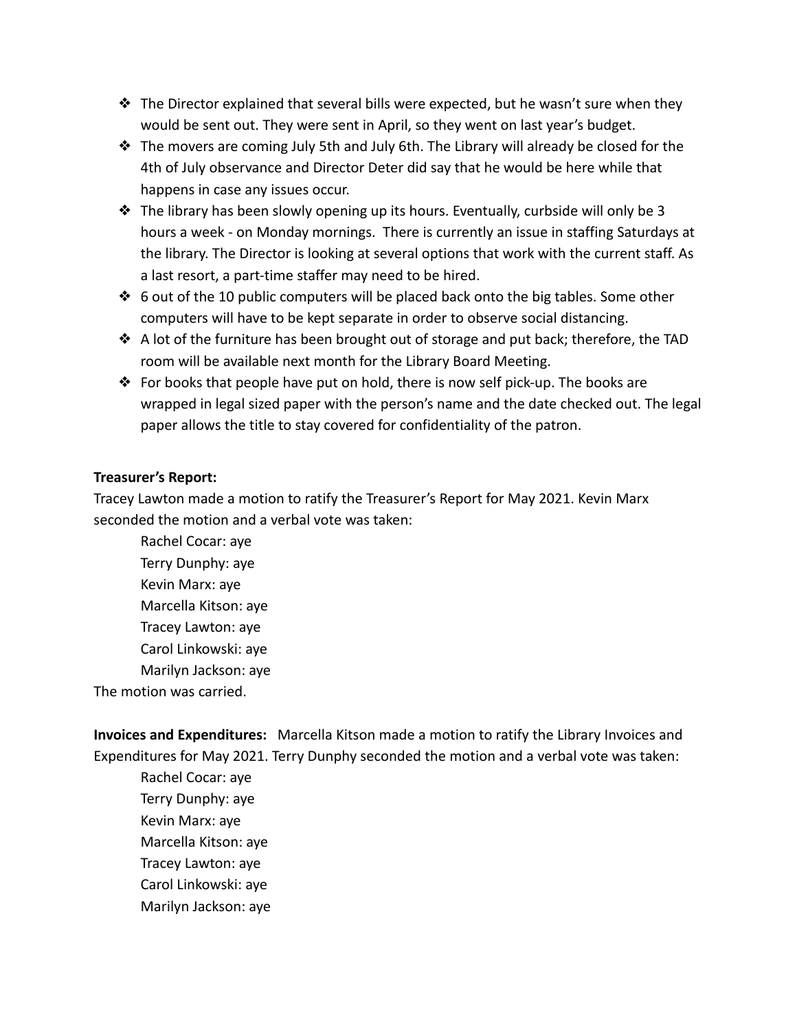- The Director explained that several bills were expected, but he wasn't sure when they would be sent out. They were sent in April, so they went on last year's budget.
- The movers are coming July 5th and July 6th. The Library will already be closed for the 4th of July observance and Director Deter did say that he would be here while that happens in case any issues occur.
- The library has been slowly opening up its hours. Eventually, curbside will only be 3 hours a week - on Monday mornings. There is currently an issue in staffing Saturdays at the library. The Director is looking at several options that work with the current staff. As a last resort, a part-time staffer may need to be hired.
- 6 out of the 10 public computers will be placed back onto the big tables. Some other computers will have to be kept separate in order to observe social distancing.
- A lot of the furniture has been brought out of storage and put back; therefore, the TAD room will be available next month for the Library Board Meeting.
- For books that people have put on hold, there is now self pick-up. The books are wrapped in legal sized paper with the person's name and the date checked out. The legal paper allows the title to stay covered for confidentiality of the patron.

**Treasurer's Report:**
Tracey Lawton made a motion to ratify the Treasurer's Report for May 2021. Kevin Marx seconded the motion and a verbal vote was taken:

Rachel Cocar: aye
Terry Dunphy: aye
Kevin Marx: aye
Marcella Kitson: aye
Tracey Lawton: aye
Carol Linkowski: aye
Marilyn Jackson: aye

The motion was carried.

**Invoices and Expenditures:** Marcella Kitson made a motion to ratify the Library Invoices and Expenditures for May 2021. Terry Dunphy seconded the motion and a verbal vote was taken:

Rachel Cocar: aye
Terry Dunphy: aye
Kevin Marx: aye
Marcella Kitson: aye
Tracey Lawton: aye
Carol Linkowski: aye
Marilyn Jackson: aye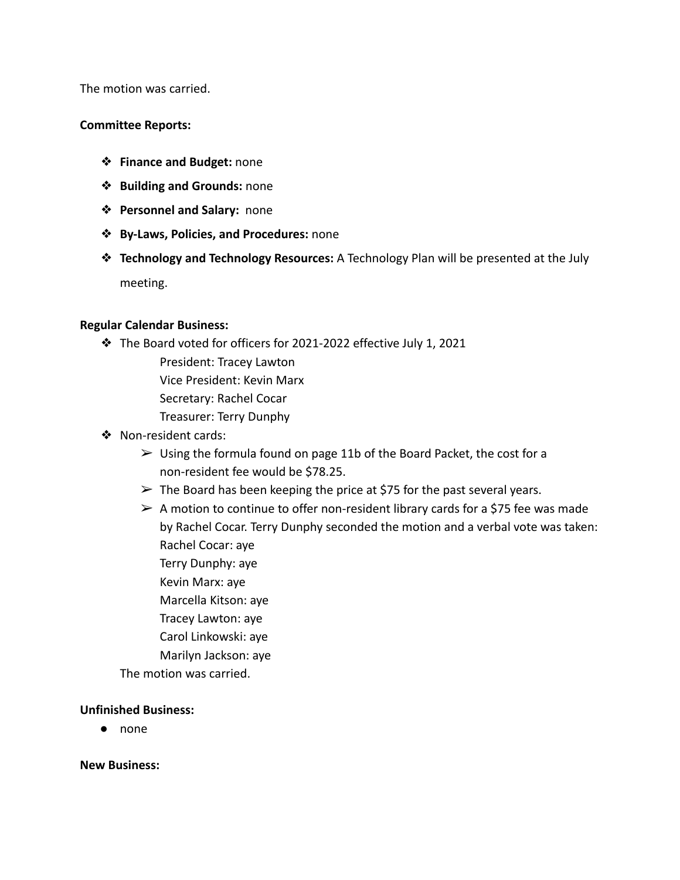The motion was carried.

**Committee Reports:**

- **Finance and Budget:** none
- **Building and Grounds:** none
- **Personnel and Salary:** none
- **By-Laws, Policies, and Procedures:** none
- **Technology and Technology Resources:** A Technology Plan will be presented at the July meeting.

**Regular Calendar Business:**

- The Board voted for officers for 2021-2022 effective July 1, 2021
  President: Tracey Lawton
  Vice President: Kevin Marx
  Secretary: Rachel Cocar
  Treasurer: Terry Dunphy
- Non-resident cards:
  - Using the formula found on page 11b of the Board Packet, the cost for a non-resident fee would be $78.25.
  - The Board has been keeping the price at $75 for the past several years.
  - A motion to continue to offer non-resident library cards for a $75 fee was made by Rachel Cocar. Terry Dunphy seconded the motion and a verbal vote was taken:
    Rachel Cocar: aye
    Terry Dunphy: aye
    Kevin Marx: aye
    Marcella Kitson: aye
    Tracey Lawton: aye
    Carol Linkowski: aye
    Marilyn Jackson: aye

  The motion was carried.

**Unfinished Business:**

- none

**New Business:**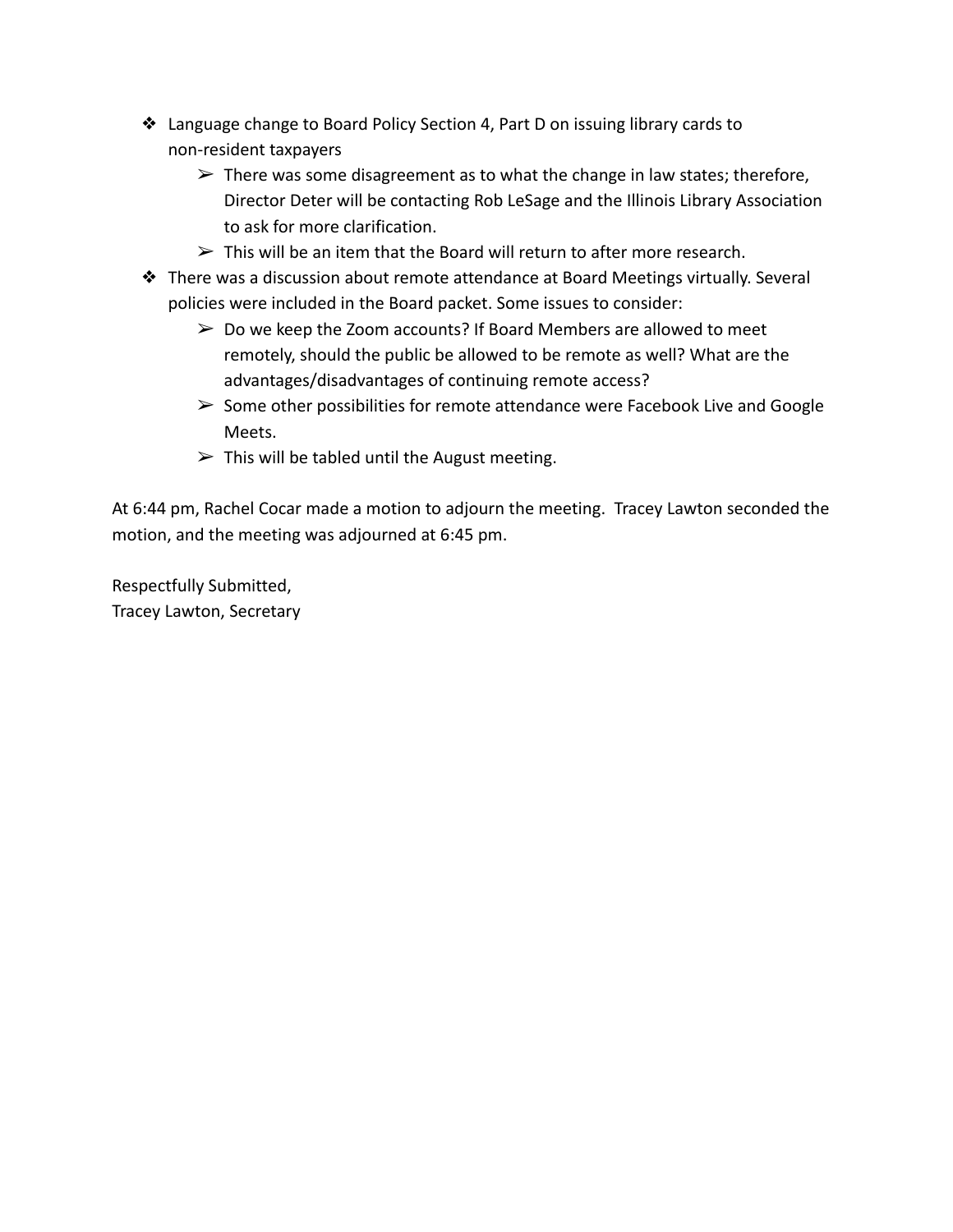- Language change to Board Policy Section 4, Part D on issuing library cards to non-resident taxpayers
  - There was some disagreement as to what the change in law states; therefore, Director Deter will be contacting Rob LeSage and the Illinois Library Association to ask for more clarification.
  - This will be an item that the Board will return to after more research.
- There was a discussion about remote attendance at Board Meetings virtually. Several policies were included in the Board packet. Some issues to consider:
  - Do we keep the Zoom accounts? If Board Members are allowed to meet remotely, should the public be allowed to be remote as well? What are the advantages/disadvantages of continuing remote access?
  - Some other possibilities for remote attendance were Facebook Live and Google Meets.
  - This will be tabled until the August meeting.

At 6:44 pm, Rachel Cocar made a motion to adjourn the meeting. Tracey Lawton seconded the motion, and the meeting was adjourned at 6:45 pm.

Respectfully Submitted,
Tracey Lawton, Secretary